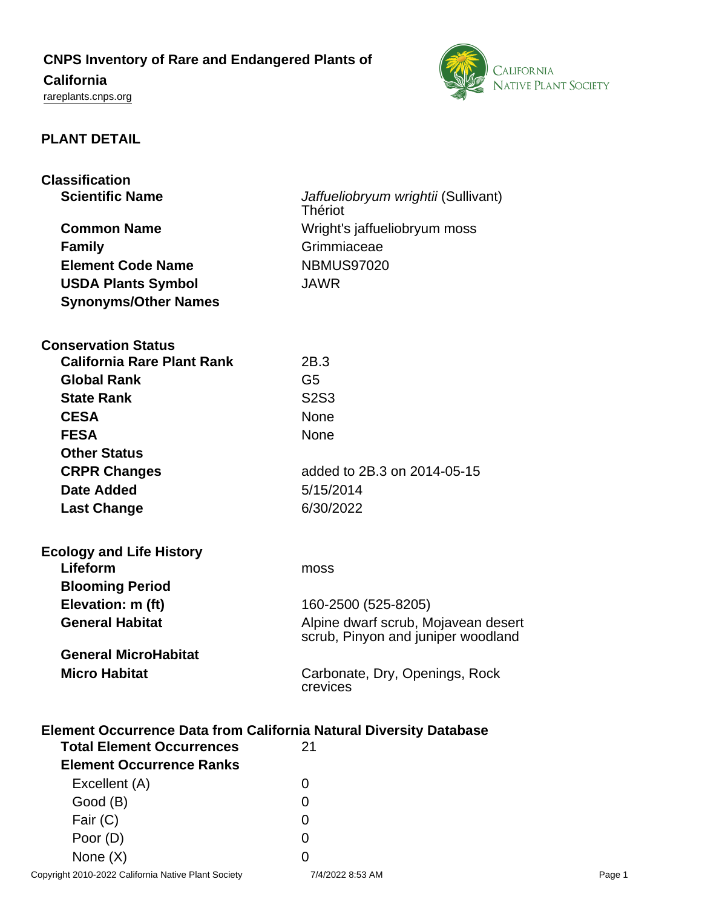# CNPS Inventory of Rare and Endangered Plants of California

rareplants.cnps.org

## PLANT DETAIL

### Classification

| | |
|---|---|
| **Scientific Name** | *Jaffueliobryum wrightii* (Sullivant) Thériot |
| **Common Name** | Wright's jaffueliobryum moss |
| **Family** | Grimmiaceae |
| **Element Code Name** | NBMUS97020 |
| **USDA Plants Symbol** | JAWR |
| **Synonyms/Other Names** | |

### Conservation Status

| | |
|---|---|
| **California Rare Plant Rank** | 2B.3 |
| **Global Rank** | G5 |
| **State Rank** | S2S3 |
| **CESA** | None |
| **FESA** | None |
| **Other Status** | |
| **CRPR Changes** | added to 2B.3 on 2014-05-15 |
| **Date Added** | 5/15/2014 |
| **Last Change** | 6/30/2022 |

### Ecology and Life History

| | |
|---|---|
| **Lifeform** | moss |
| **Blooming Period** | |
| **Elevation: m (ft)** | 160-2500 (525-8205) |
| **General Habitat** | Alpine dwarf scrub, Mojavean desert scrub, Pinyon and juniper woodland |
| **General MicroHabitat** | |
| **Micro Habitat** | Carbonate, Dry, Openings, Rock crevices |

### Element Occurrence Data from California Natural Diversity Database

| | |
|---|---|
| **Total Element Occurrences** | 21 |
| **Element Occurrence Ranks** | |
| Excellent (A) | 0 |
| Good (B) | 0 |
| Fair (C) | 0 |
| Poor (D) | 0 |
| None (X) | 0 |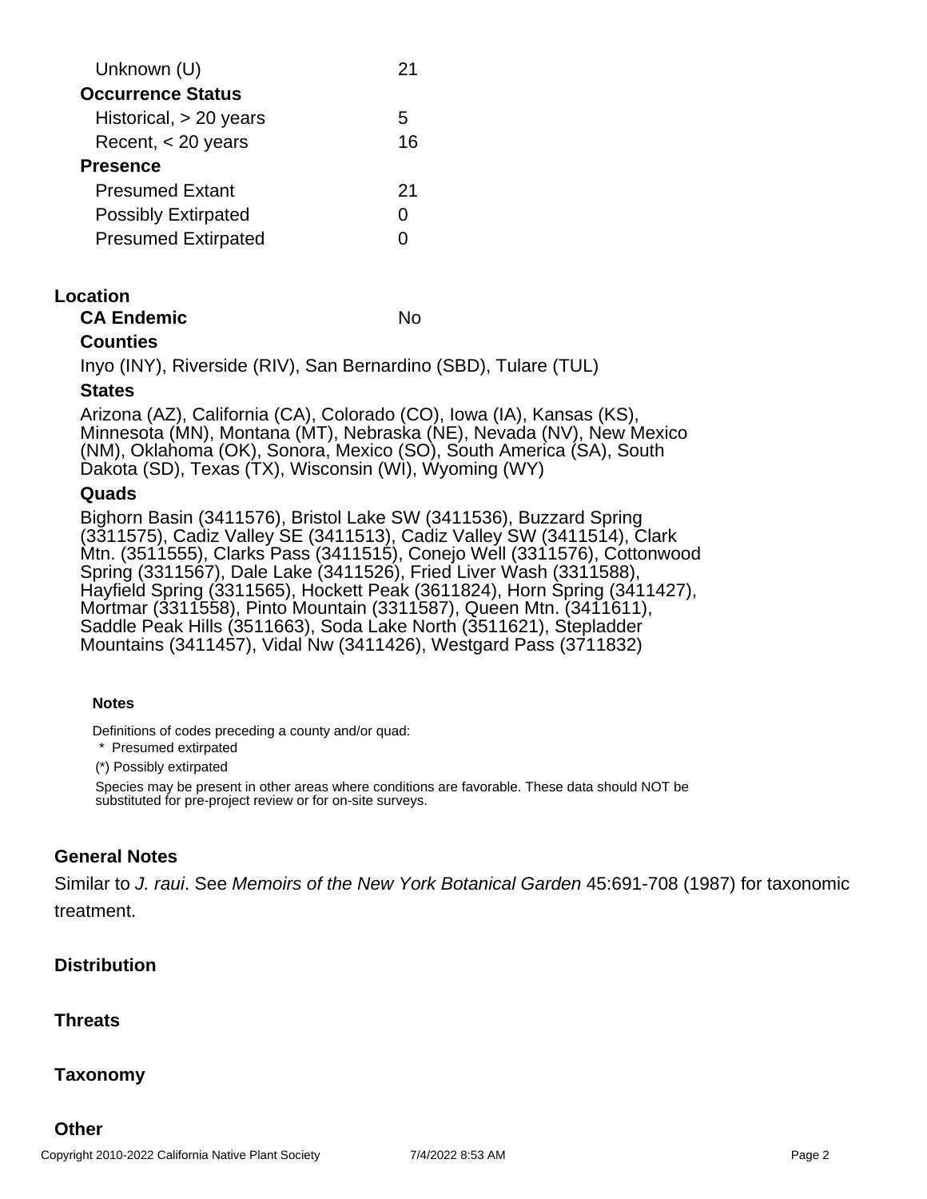| | |
|---|---|
| Unknown (U) | 21 |
| **Occurrence Status** | |
| Historical, > 20 years | 5 |
| Recent, < 20 years | 16 |
| **Presence** | |
| Presumed Extant | 21 |
| Possibly Extirpated | 0 |
| Presumed Extirpated | 0 |

## Location

**CA Endemic** No

### Counties

Inyo (INY), Riverside (RIV), San Bernardino (SBD), Tulare (TUL)

### States

Arizona (AZ), California (CA), Colorado (CO), Iowa (IA), Kansas (KS), Minnesota (MN), Montana (MT), Nebraska (NE), Nevada (NV), New Mexico (NM), Oklahoma (OK), Sonora, Mexico (SO), South America (SA), South Dakota (SD), Texas (TX), Wisconsin (WI), Wyoming (WY)

### Quads

Bighorn Basin (3411576), Bristol Lake SW (3411536), Buzzard Spring (3311575), Cadiz Valley SE (3411513), Cadiz Valley SW (3411514), Clark Mtn. (3511555), Clarks Pass (3411515), Conejo Well (3311576), Cottonwood Spring (3311567), Dale Lake (3411526), Fried Liver Wash (3311588), Hayfield Spring (3311565), Hockett Peak (3611824), Horn Spring (3411427), Mortmar (3311558), Pinto Mountain (3311587), Queen Mtn. (3411611), Saddle Peak Hills (3511663), Soda Lake North (3511621), Stepladder Mountains (3411457), Vidal Nw (3411426), Westgard Pass (3711832)

**Notes**

Definitions of codes preceding a county and/or quad:

\* Presumed extirpated

(*) Possibly extirpated

Species may be present in other areas where conditions are favorable. These data should NOT be substituted for pre-project review or for on-site surveys.

## General Notes

Similar to *J. raui*. See *Memoirs of the New York Botanical Garden* 45:691-708 (1987) for taxonomic treatment.

## Distribution

## Threats

## Taxonomy

## Other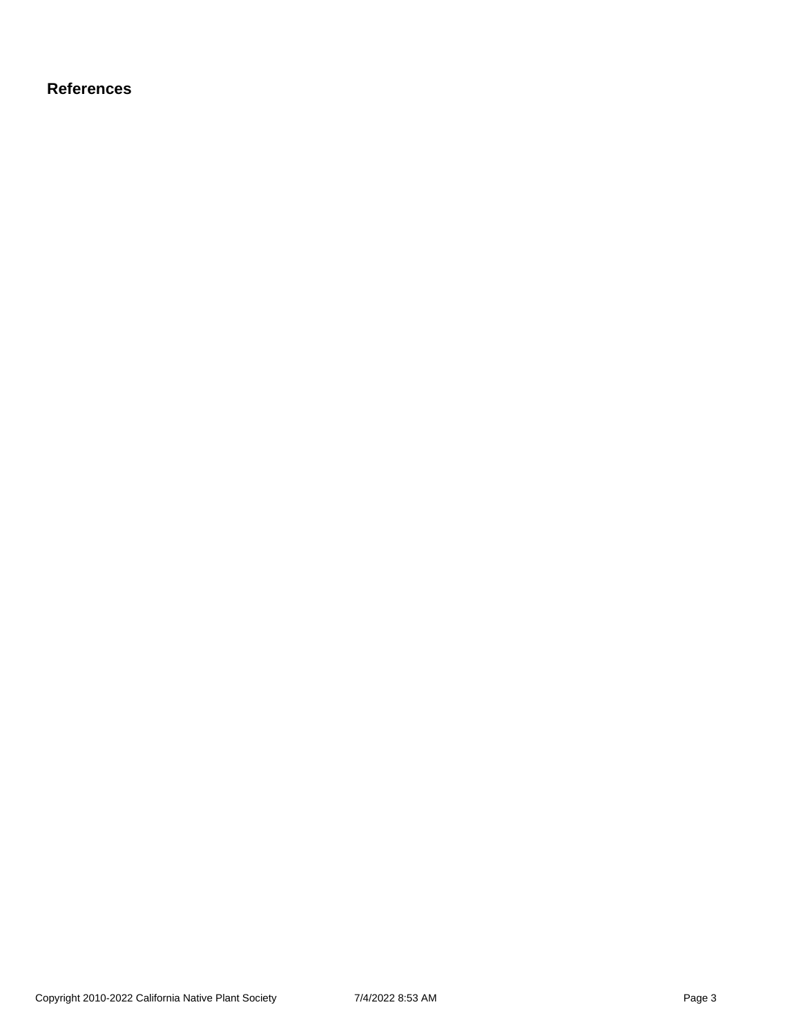## References